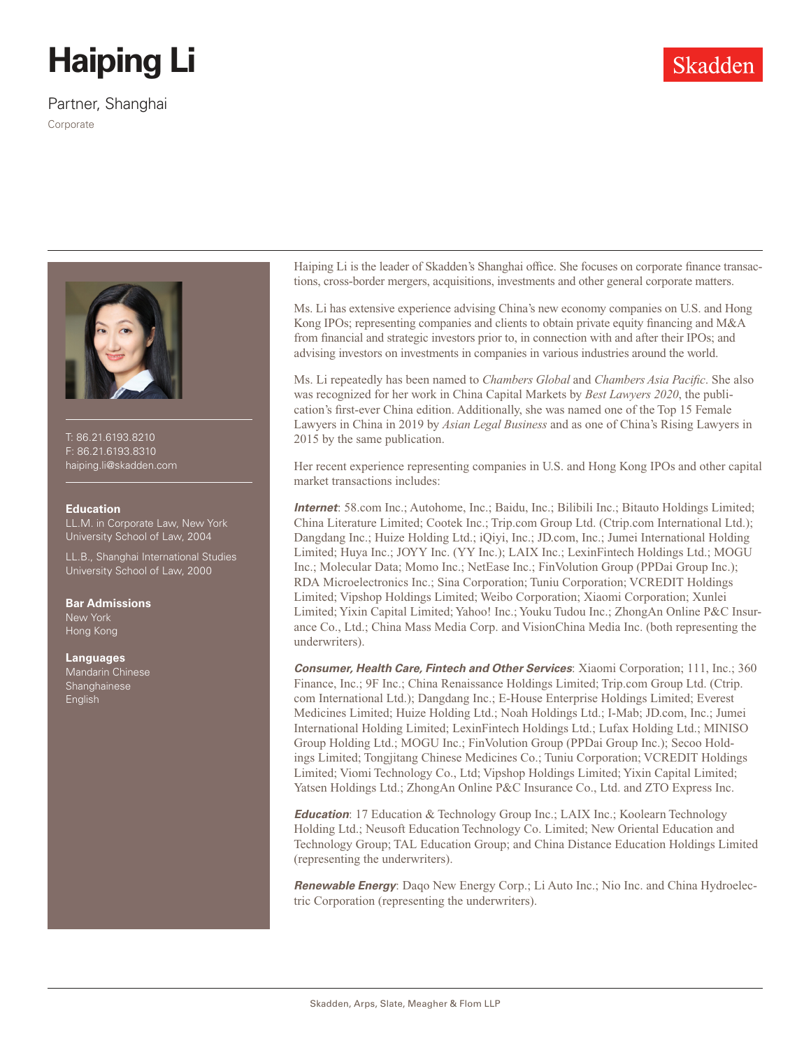# Haiping Li

Partner, Shanghai

Corporate

Skadden

T: 86.21.6193.8210
F: 86.21.6193.8310
haiping.li@skadden.com

**Education**

LL.M. in Corporate Law, New York University School of Law, 2004

LL.B., Shanghai International Studies University School of Law, 2000

**Bar Admissions**

New York
Hong Kong

**Languages**

Mandarin Chinese
Shanghainese
English

Haiping Li is the leader of Skadden's Shanghai office. She focuses on corporate finance transactions, cross-border mergers, acquisitions, investments and other general corporate matters.

Ms. Li has extensive experience advising China's new economy companies on U.S. and Hong Kong IPOs; representing companies and clients to obtain private equity financing and M&A from financial and strategic investors prior to, in connection with and after their IPOs; and advising investors on investments in companies in various industries around the world.

Ms. Li repeatedly has been named to *Chambers Global* and *Chambers Asia Pacific*. She also was recognized for her work in China Capital Markets by *Best Lawyers 2020*, the publication's first-ever China edition. Additionally, she was named one of the Top 15 Female Lawyers in China in 2019 by *Asian Legal Business* and as one of China's Rising Lawyers in 2015 by the same publication.

Her recent experience representing companies in U.S. and Hong Kong IPOs and other capital market transactions includes:

***Internet***: 58.com Inc.; Autohome, Inc.; Baidu, Inc.; Bilibili Inc.; Bitauto Holdings Limited; China Literature Limited; Cootek Inc.; Trip.com Group Ltd. (Ctrip.com International Ltd.); Dangdang Inc.; Huize Holding Ltd.; iQiyi, Inc.; JD.com, Inc.; Jumei International Holding Limited; Huya Inc.; JOYY Inc. (YY Inc.); LAIX Inc.; LexinFintech Holdings Ltd.; MOGU Inc.; Molecular Data; Momo Inc.; NetEase Inc.; FinVolution Group (PPDai Group Inc.); RDA Microelectronics Inc.; Sina Corporation; Tuniu Corporation; VCREDIT Holdings Limited; Vipshop Holdings Limited; Weibo Corporation; Xiaomi Corporation; Xunlei Limited; Yixin Capital Limited; Yahoo! Inc.; Youku Tudou Inc.; ZhongAn Online P&C Insurance Co., Ltd.; China Mass Media Corp. and VisionChina Media Inc. (both representing the underwriters).

***Consumer, Health Care, Fintech and Other Services***: Xiaomi Corporation; 111, Inc.; 360 Finance, Inc.; 9F Inc.; China Renaissance Holdings Limited; Trip.com Group Ltd. (Ctrip.com International Ltd.); Dangdang Inc.; E-House Enterprise Holdings Limited; Everest Medicines Limited; Huize Holding Ltd.; Noah Holdings Ltd.; I-Mab; JD.com, Inc.; Jumei International Holding Limited; LexinFintech Holdings Ltd.; Lufax Holding Ltd.; MINISO Group Holding Ltd.; MOGU Inc.; FinVolution Group (PPDai Group Inc.); Secoo Holdings Limited; Tongjitang Chinese Medicines Co.; Tuniu Corporation; VCREDIT Holdings Limited; Viomi Technology Co., Ltd; Vipshop Holdings Limited; Yixin Capital Limited; Yatsen Holdings Ltd.; ZhongAn Online P&C Insurance Co., Ltd. and ZTO Express Inc.

***Education***: 17 Education & Technology Group Inc.; LAIX Inc.; Koolearn Technology Holding Ltd.; Neusoft Education Technology Co. Limited; New Oriental Education and Technology Group; TAL Education Group; and China Distance Education Holdings Limited (representing the underwriters).

***Renewable Energy***: Daqo New Energy Corp.; Li Auto Inc.; Nio Inc. and China Hydroelectric Corporation (representing the underwriters).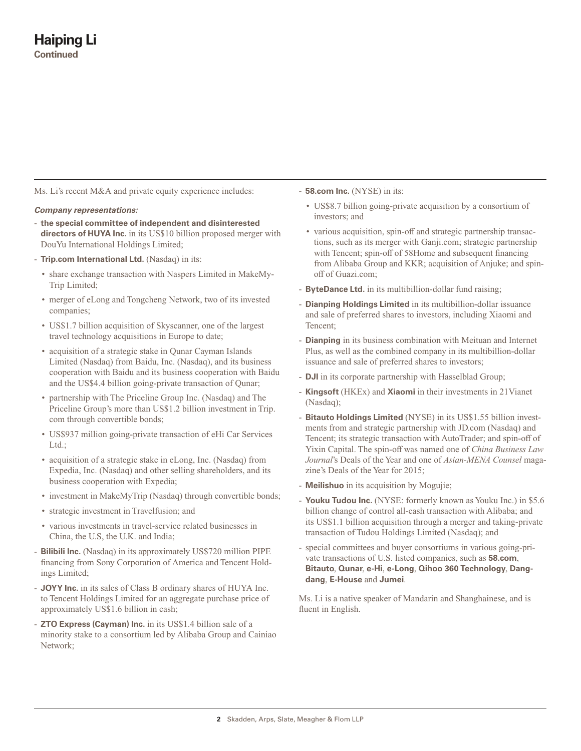# Haiping Li

**Continued**

Ms. Li's recent M&A and private equity experience includes:

***Company representations:***

- **the special committee of independent and disinterested directors of HUYA Inc.** in its US$10 billion proposed merger with DouYu International Holdings Limited;
- **Trip.com International Ltd.** (Nasdaq) in its:
  - share exchange transaction with Naspers Limited in MakeMyTrip Limited;
  - merger of eLong and Tongcheng Network, two of its invested companies;
  - US$1.7 billion acquisition of Skyscanner, one of the largest travel technology acquisitions in Europe to date;
  - acquisition of a strategic stake in Qunar Cayman Islands Limited (Nasdaq) from Baidu, Inc. (Nasdaq), and its business cooperation with Baidu and its business cooperation with Baidu and the US$4.4 billion going-private transaction of Qunar;
  - partnership with The Priceline Group Inc. (Nasdaq) and The Priceline Group's more than US$1.2 billion investment in Trip.com through convertible bonds;
  - US$937 million going-private transaction of eHi Car Services Ltd.;
  - acquisition of a strategic stake in eLong, Inc. (Nasdaq) from Expedia, Inc. (Nasdaq) and other selling shareholders, and its business cooperation with Expedia;
  - investment in MakeMyTrip (Nasdaq) through convertible bonds;
  - strategic investment in Travelfusion; and
  - various investments in travel-service related businesses in China, the U.S, the U.K. and India;
- **Bilibili Inc.** (Nasdaq) in its approximately US$720 million PIPE financing from Sony Corporation of America and Tencent Holdings Limited;
- **JOYY Inc.** in its sales of Class B ordinary shares of HUYA Inc. to Tencent Holdings Limited for an aggregate purchase price of approximately US$1.6 billion in cash;
- **ZTO Express (Cayman) Inc.** in its US$1.4 billion sale of a minority stake to a consortium led by Alibaba Group and Cainiao Network;
- **58.com Inc.** (NYSE) in its:
  - US$8.7 billion going-private acquisition by a consortium of investors; and
  - various acquisition, spin-off and strategic partnership transactions, such as its merger with Ganji.com; strategic partnership with Tencent; spin-off of 58Home and subsequent financing from Alibaba Group and KKR; acquisition of Anjuke; and spin-off of Guazi.com;
- **ByteDance Ltd.** in its multibillion-dollar fund raising;
- **Dianping Holdings Limited** in its multibillion-dollar issuance and sale of preferred shares to investors, including Xiaomi and Tencent;
- **Dianping** in its business combination with Meituan and Internet Plus, as well as the combined company in its multibillion-dollar issuance and sale of preferred shares to investors;
- **DJI** in its corporate partnership with Hasselblad Group;
- **Kingsoft** (HKEx) and **Xiaomi** in their investments in 21Vianet (Nasdaq);
- **Bitauto Holdings Limited** (NYSE) in its US$1.55 billion investments from and strategic partnership with JD.com (Nasdaq) and Tencent; its strategic transaction with AutoTrader; and spin-off of Yixin Capital. The spin-off was named one of *China Business Law Journal*'s Deals of the Year and one of *Asian-MENA Counsel* magazine's Deals of the Year for 2015;
- **Meilishuo** in its acquisition by Mogujie;
- **Youku Tudou Inc.** (NYSE: formerly known as Youku Inc.) in $5.6 billion change of control all-cash transaction with Alibaba; and its US$1.1 billion acquisition through a merger and taking-private transaction of Tudou Holdings Limited (Nasdaq); and
- special committees and buyer consortiums in various going-private transactions of U.S. listed companies, such as **58.com**, **Bitauto**, **Qunar**, **e-Hi**, **e-Long**, **Qihoo 360 Technology**, **Dangdang**, **E-House** and **Jumei**.

Ms. Li is a native speaker of Mandarin and Shanghainese, and is fluent in English.